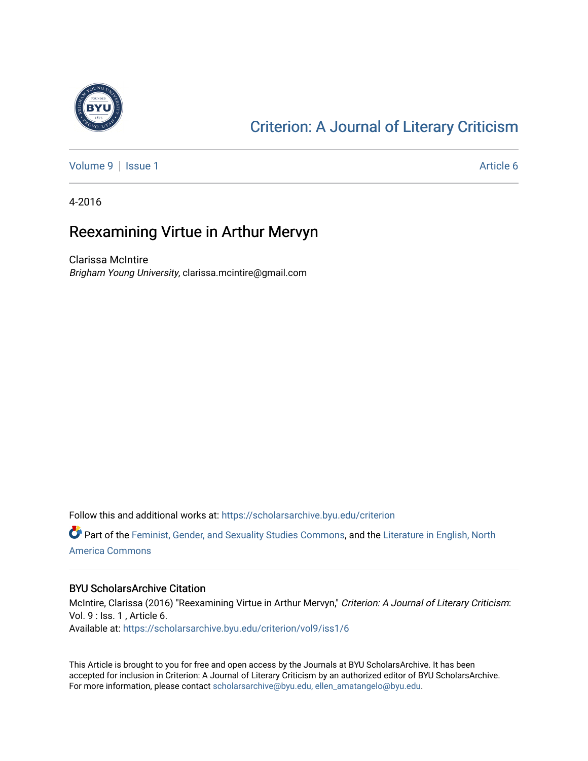Criterion: A Journal of Literary Criticism

Volume 9 | Issue 1 Article 6

4-2016

# Reexamining Virtue in Arthur Mervyn

Clarissa McIntire
*Brigham Young University*, clarissa.mcintire@gmail.com

Follow this and additional works at: https://scholarsarchive.byu.edu/criterion

Part of the Feminist, Gender, and Sexuality Studies Commons, and the Literature in English, North America Commons

### BYU ScholarsArchive Citation

McIntire, Clarissa (2016) "Reexamining Virtue in Arthur Mervyn," *Criterion: A Journal of Literary Criticism*: Vol. 9 : Iss. 1 , Article 6.
Available at: https://scholarsarchive.byu.edu/criterion/vol9/iss1/6

This Article is brought to you for free and open access by the Journals at BYU ScholarsArchive. It has been accepted for inclusion in Criterion: A Journal of Literary Criticism by an authorized editor of BYU ScholarsArchive. For more information, please contact scholarsarchive@byu.edu, ellen_amatangelo@byu.edu.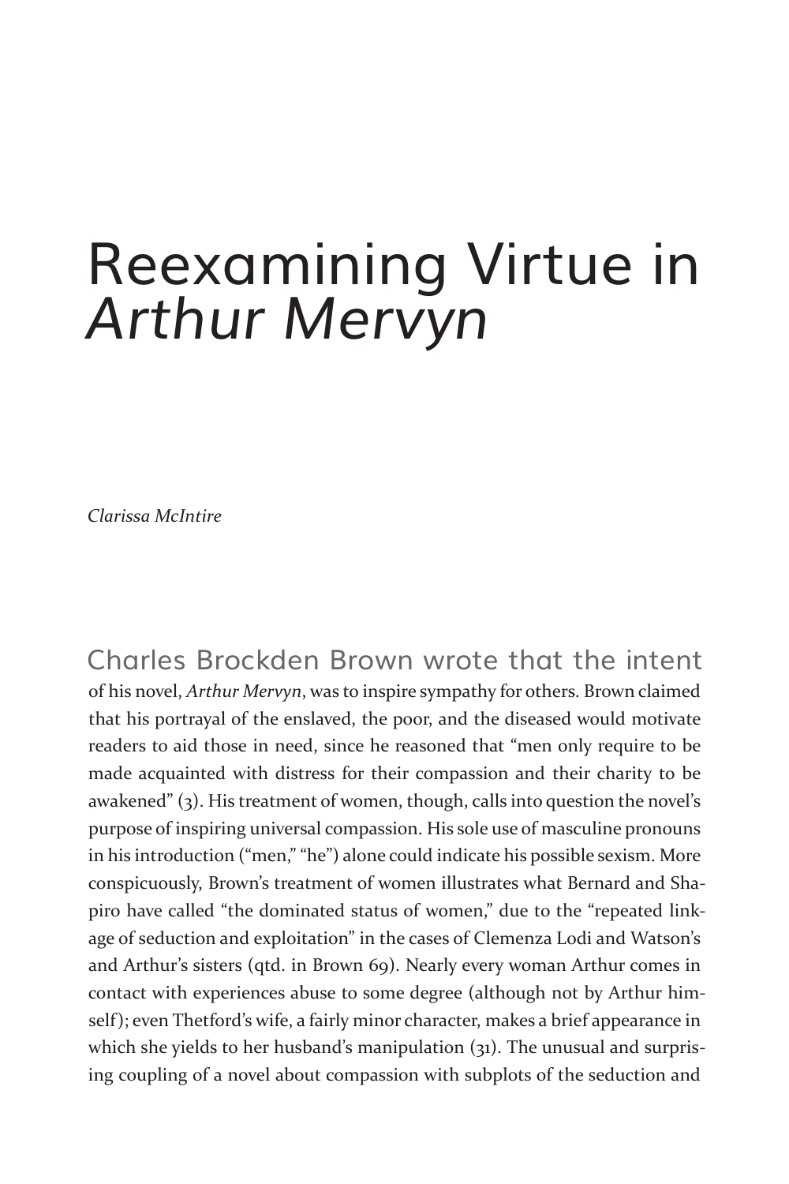# Reexamining Virtue in *Arthur Mervyn*

*Clarissa McIntire*

Charles Brockden Brown wrote that the intent of his novel, *Arthur Mervyn*, was to inspire sympathy for others. Brown claimed that his portrayal of the enslaved, the poor, and the diseased would motivate readers to aid those in need, since he reasoned that "men only require to be made acquainted with distress for their compassion and their charity to be awakened" (3). His treatment of women, though, calls into question the novel's purpose of inspiring universal compassion. His sole use of masculine pronouns in his introduction ("men," "he") alone could indicate his possible sexism. More conspicuously, Brown's treatment of women illustrates what Bernard and Shapiro have called "the dominated status of women," due to the "repeated linkage of seduction and exploitation" in the cases of Clemenza Lodi and Watson's and Arthur's sisters (qtd. in Brown 69). Nearly every woman Arthur comes in contact with experiences abuse to some degree (although not by Arthur himself); even Thetford's wife, a fairly minor character, makes a brief appearance in which she yields to her husband's manipulation (31). The unusual and surprising coupling of a novel about compassion with subplots of the seduction and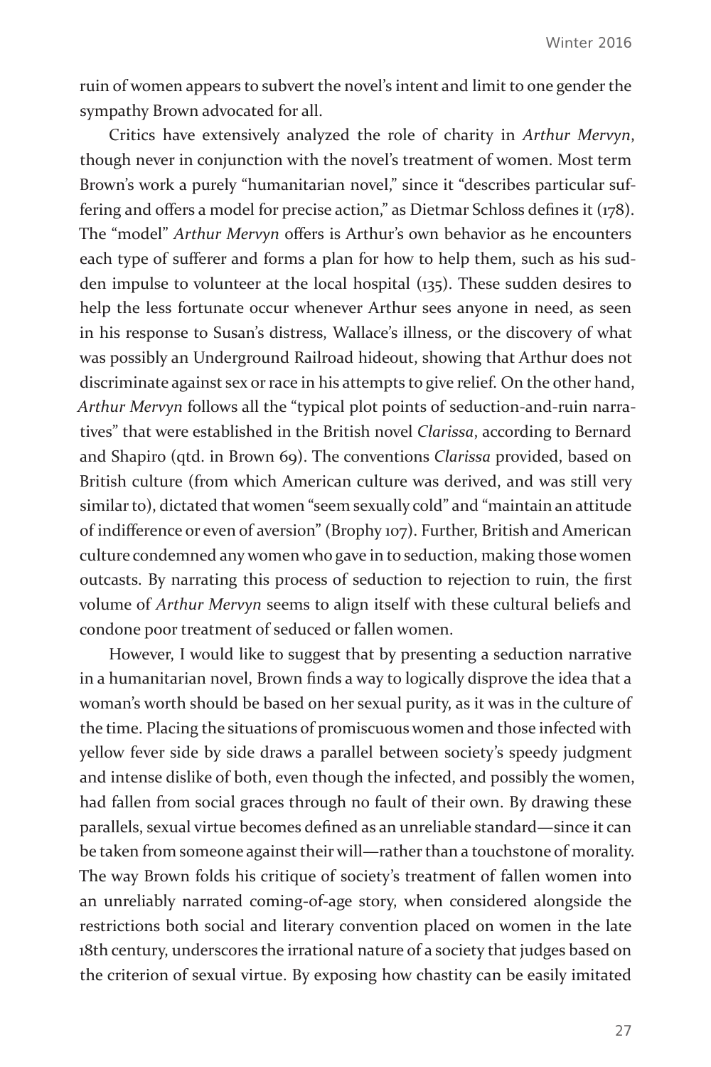ruin of women appears to subvert the novel's intent and limit to one gender the sympathy Brown advocated for all.

Critics have extensively analyzed the role of charity in *Arthur Mervyn*, though never in conjunction with the novel's treatment of women. Most term Brown's work a purely "humanitarian novel," since it "describes particular suffering and offers a model for precise action," as Dietmar Schloss defines it (178). The "model" *Arthur Mervyn* offers is Arthur's own behavior as he encounters each type of sufferer and forms a plan for how to help them, such as his sudden impulse to volunteer at the local hospital (135). These sudden desires to help the less fortunate occur whenever Arthur sees anyone in need, as seen in his response to Susan's distress, Wallace's illness, or the discovery of what was possibly an Underground Railroad hideout, showing that Arthur does not discriminate against sex or race in his attempts to give relief. On the other hand, *Arthur Mervyn* follows all the "typical plot points of seduction-and-ruin narratives" that were established in the British novel *Clarissa*, according to Bernard and Shapiro (qtd. in Brown 69). The conventions *Clarissa* provided, based on British culture (from which American culture was derived, and was still very similar to), dictated that women "seem sexually cold" and "maintain an attitude of indifference or even of aversion" (Brophy 107). Further, British and American culture condemned any women who gave in to seduction, making those women outcasts. By narrating this process of seduction to rejection to ruin, the first volume of *Arthur Mervyn* seems to align itself with these cultural beliefs and condone poor treatment of seduced or fallen women.

However, I would like to suggest that by presenting a seduction narrative in a humanitarian novel, Brown finds a way to logically disprove the idea that a woman's worth should be based on her sexual purity, as it was in the culture of the time. Placing the situations of promiscuous women and those infected with yellow fever side by side draws a parallel between society's speedy judgment and intense dislike of both, even though the infected, and possibly the women, had fallen from social graces through no fault of their own. By drawing these parallels, sexual virtue becomes defined as an unreliable standard—since it can be taken from someone against their will—rather than a touchstone of morality. The way Brown folds his critique of society's treatment of fallen women into an unreliably narrated coming-of-age story, when considered alongside the restrictions both social and literary convention placed on women in the late 18th century, underscores the irrational nature of a society that judges based on the criterion of sexual virtue. By exposing how chastity can be easily imitated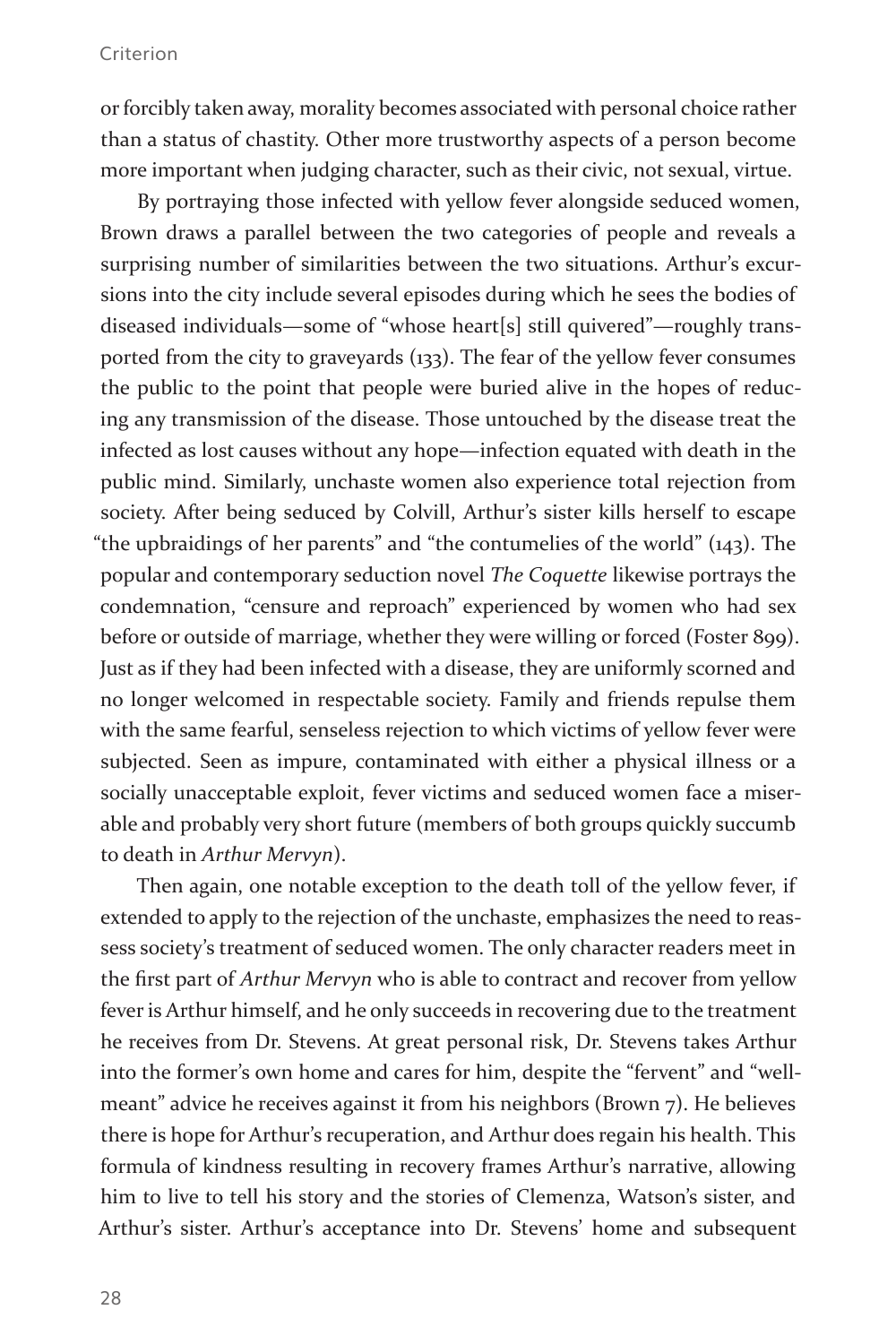or forcibly taken away, morality becomes associated with personal choice rather than a status of chastity. Other more trustworthy aspects of a person become more important when judging character, such as their civic, not sexual, virtue.

By portraying those infected with yellow fever alongside seduced women, Brown draws a parallel between the two categories of people and reveals a surprising number of similarities between the two situations. Arthur's excursions into the city include several episodes during which he sees the bodies of diseased individuals—some of "whose heart[s] still quivered"—roughly transported from the city to graveyards (133). The fear of the yellow fever consumes the public to the point that people were buried alive in the hopes of reducing any transmission of the disease. Those untouched by the disease treat the infected as lost causes without any hope—infection equated with death in the public mind. Similarly, unchaste women also experience total rejection from society. After being seduced by Colvill, Arthur's sister kills herself to escape "the upbraidings of her parents" and "the contumelies of the world" (143). The popular and contemporary seduction novel *The Coquette* likewise portrays the condemnation, "censure and reproach" experienced by women who had sex before or outside of marriage, whether they were willing or forced (Foster 899). Just as if they had been infected with a disease, they are uniformly scorned and no longer welcomed in respectable society. Family and friends repulse them with the same fearful, senseless rejection to which victims of yellow fever were subjected. Seen as impure, contaminated with either a physical illness or a socially unacceptable exploit, fever victims and seduced women face a miserable and probably very short future (members of both groups quickly succumb to death in *Arthur Mervyn*).

Then again, one notable exception to the death toll of the yellow fever, if extended to apply to the rejection of the unchaste, emphasizes the need to reassess society's treatment of seduced women. The only character readers meet in the first part of *Arthur Mervyn* who is able to contract and recover from yellow fever is Arthur himself, and he only succeeds in recovering due to the treatment he receives from Dr. Stevens. At great personal risk, Dr. Stevens takes Arthur into the former's own home and cares for him, despite the "fervent" and "well-meant" advice he receives against it from his neighbors (Brown 7). He believes there is hope for Arthur's recuperation, and Arthur does regain his health. This formula of kindness resulting in recovery frames Arthur's narrative, allowing him to live to tell his story and the stories of Clemenza, Watson's sister, and Arthur's sister. Arthur's acceptance into Dr. Stevens' home and subsequent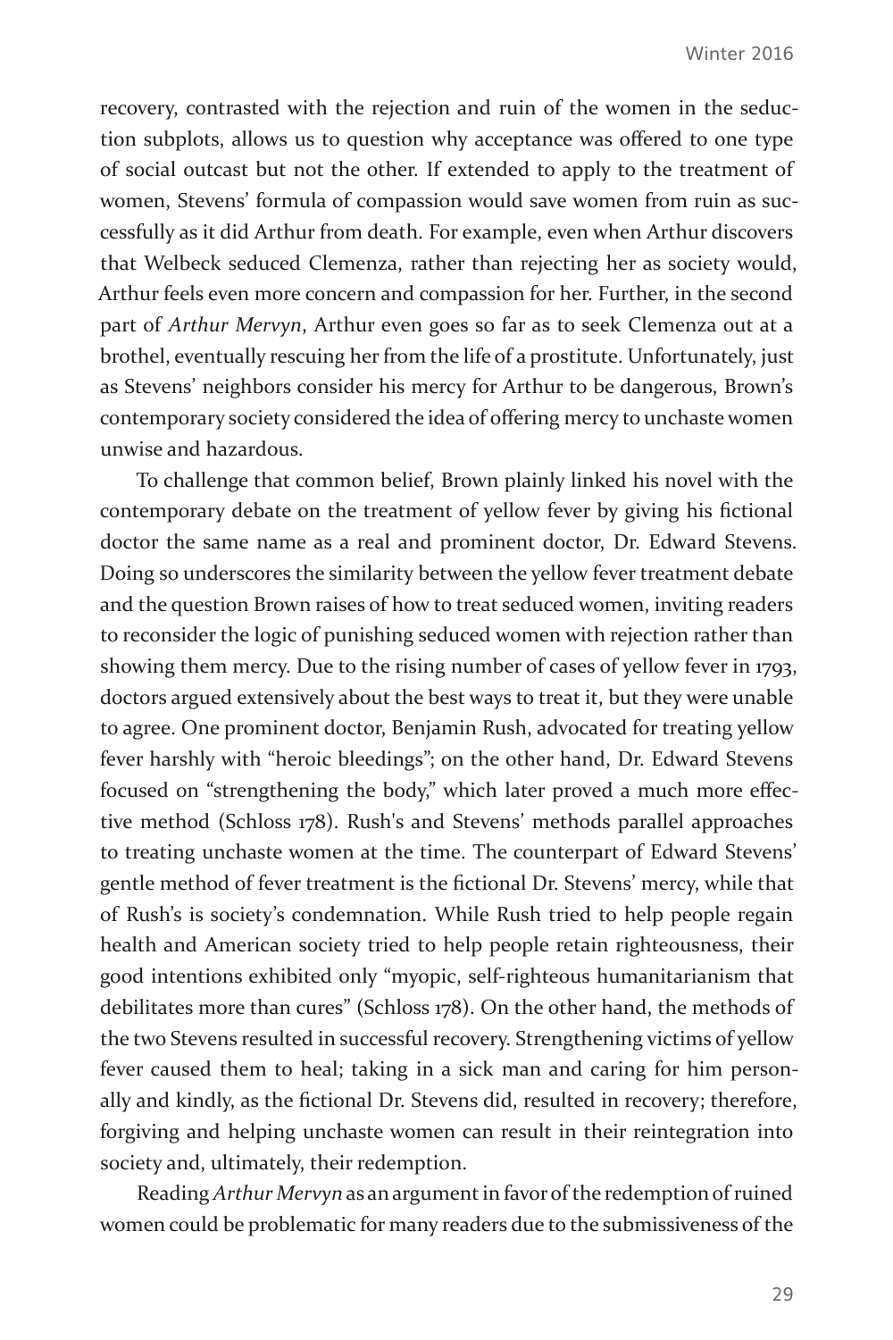recovery, contrasted with the rejection and ruin of the women in the seduction subplots, allows us to question why acceptance was offered to one type of social outcast but not the other. If extended to apply to the treatment of women, Stevens' formula of compassion would save women from ruin as successfully as it did Arthur from death. For example, even when Arthur discovers that Welbeck seduced Clemenza, rather than rejecting her as society would, Arthur feels even more concern and compassion for her. Further, in the second part of *Arthur Mervyn*, Arthur even goes so far as to seek Clemenza out at a brothel, eventually rescuing her from the life of a prostitute. Unfortunately, just as Stevens' neighbors consider his mercy for Arthur to be dangerous, Brown's contemporary society considered the idea of offering mercy to unchaste women unwise and hazardous.

To challenge that common belief, Brown plainly linked his novel with the contemporary debate on the treatment of yellow fever by giving his fictional doctor the same name as a real and prominent doctor, Dr. Edward Stevens. Doing so underscores the similarity between the yellow fever treatment debate and the question Brown raises of how to treat seduced women, inviting readers to reconsider the logic of punishing seduced women with rejection rather than showing them mercy. Due to the rising number of cases of yellow fever in 1793, doctors argued extensively about the best ways to treat it, but they were unable to agree. One prominent doctor, Benjamin Rush, advocated for treating yellow fever harshly with "heroic bleedings"; on the other hand, Dr. Edward Stevens focused on "strengthening the body," which later proved a much more effective method (Schloss 178). Rush's and Stevens' methods parallel approaches to treating unchaste women at the time. The counterpart of Edward Stevens' gentle method of fever treatment is the fictional Dr. Stevens' mercy, while that of Rush's is society's condemnation. While Rush tried to help people regain health and American society tried to help people retain righteousness, their good intentions exhibited only "myopic, self-righteous humanitarianism that debilitates more than cures" (Schloss 178). On the other hand, the methods of the two Stevens resulted in successful recovery. Strengthening victims of yellow fever caused them to heal; taking in a sick man and caring for him personally and kindly, as the fictional Dr. Stevens did, resulted in recovery; therefore, forgiving and helping unchaste women can result in their reintegration into society and, ultimately, their redemption.

Reading *Arthur Mervyn* as an argument in favor of the redemption of ruined women could be problematic for many readers due to the submissiveness of the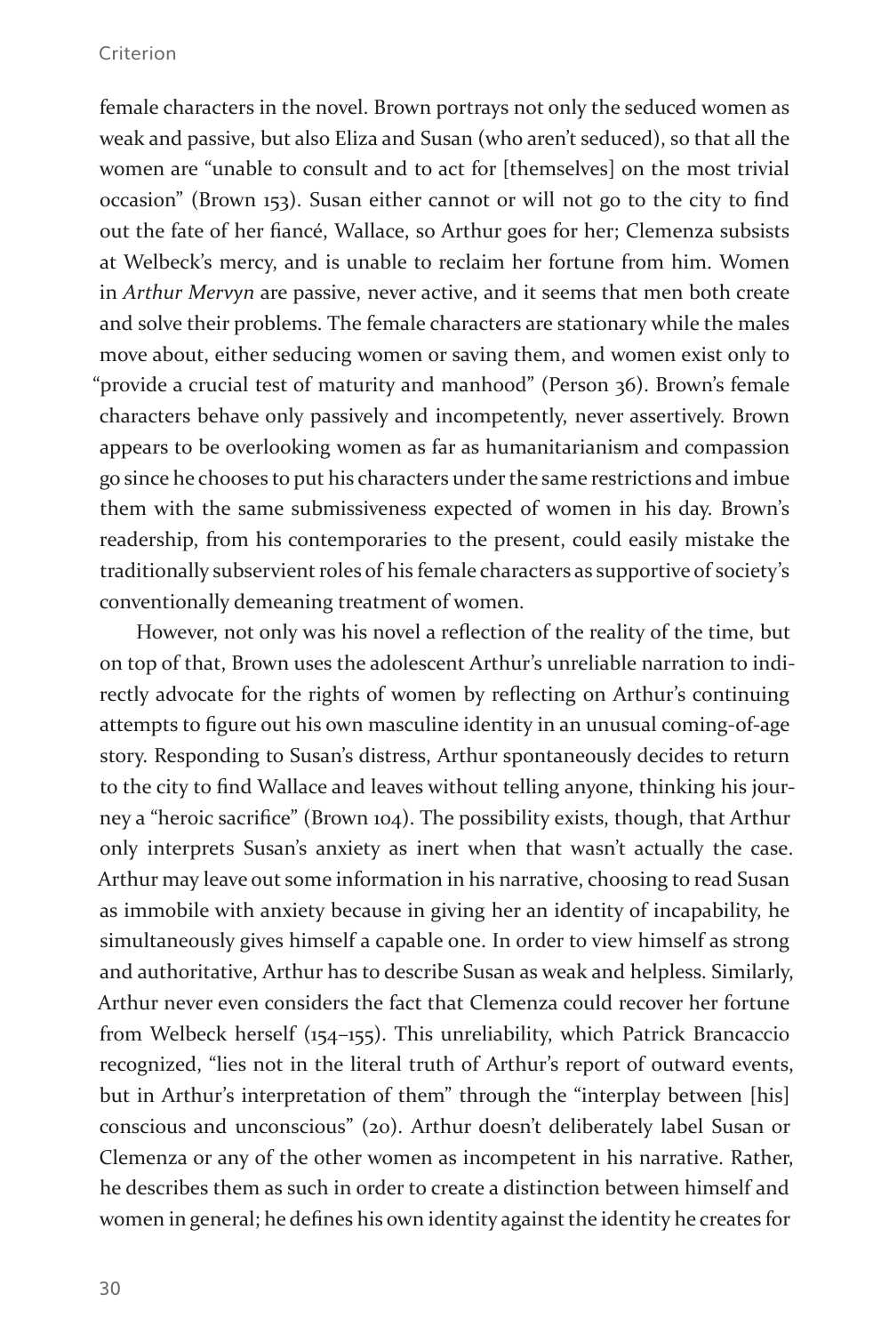female characters in the novel. Brown portrays not only the seduced women as weak and passive, but also Eliza and Susan (who aren't seduced), so that all the women are "unable to consult and to act for [themselves] on the most trivial occasion" (Brown 153). Susan either cannot or will not go to the city to find out the fate of her fiancé, Wallace, so Arthur goes for her; Clemenza subsists at Welbeck's mercy, and is unable to reclaim her fortune from him. Women in *Arthur Mervyn* are passive, never active, and it seems that men both create and solve their problems. The female characters are stationary while the males move about, either seducing women or saving them, and women exist only to "provide a crucial test of maturity and manhood" (Person 36). Brown's female characters behave only passively and incompetently, never assertively. Brown appears to be overlooking women as far as humanitarianism and compassion go since he chooses to put his characters under the same restrictions and imbue them with the same submissiveness expected of women in his day. Brown's readership, from his contemporaries to the present, could easily mistake the traditionally subservient roles of his female characters as supportive of society's conventionally demeaning treatment of women.

However, not only was his novel a reflection of the reality of the time, but on top of that, Brown uses the adolescent Arthur's unreliable narration to indirectly advocate for the rights of women by reflecting on Arthur's continuing attempts to figure out his own masculine identity in an unusual coming-of-age story. Responding to Susan's distress, Arthur spontaneously decides to return to the city to find Wallace and leaves without telling anyone, thinking his journey a "heroic sacrifice" (Brown 104). The possibility exists, though, that Arthur only interprets Susan's anxiety as inert when that wasn't actually the case. Arthur may leave out some information in his narrative, choosing to read Susan as immobile with anxiety because in giving her an identity of incapability, he simultaneously gives himself a capable one. In order to view himself as strong and authoritative, Arthur has to describe Susan as weak and helpless. Similarly, Arthur never even considers the fact that Clemenza could recover her fortune from Welbeck herself (154–155). This unreliability, which Patrick Brancaccio recognized, "lies not in the literal truth of Arthur's report of outward events, but in Arthur's interpretation of them" through the "interplay between [his] conscious and unconscious" (20). Arthur doesn't deliberately label Susan or Clemenza or any of the other women as incompetent in his narrative. Rather, he describes them as such in order to create a distinction between himself and women in general; he defines his own identity against the identity he creates for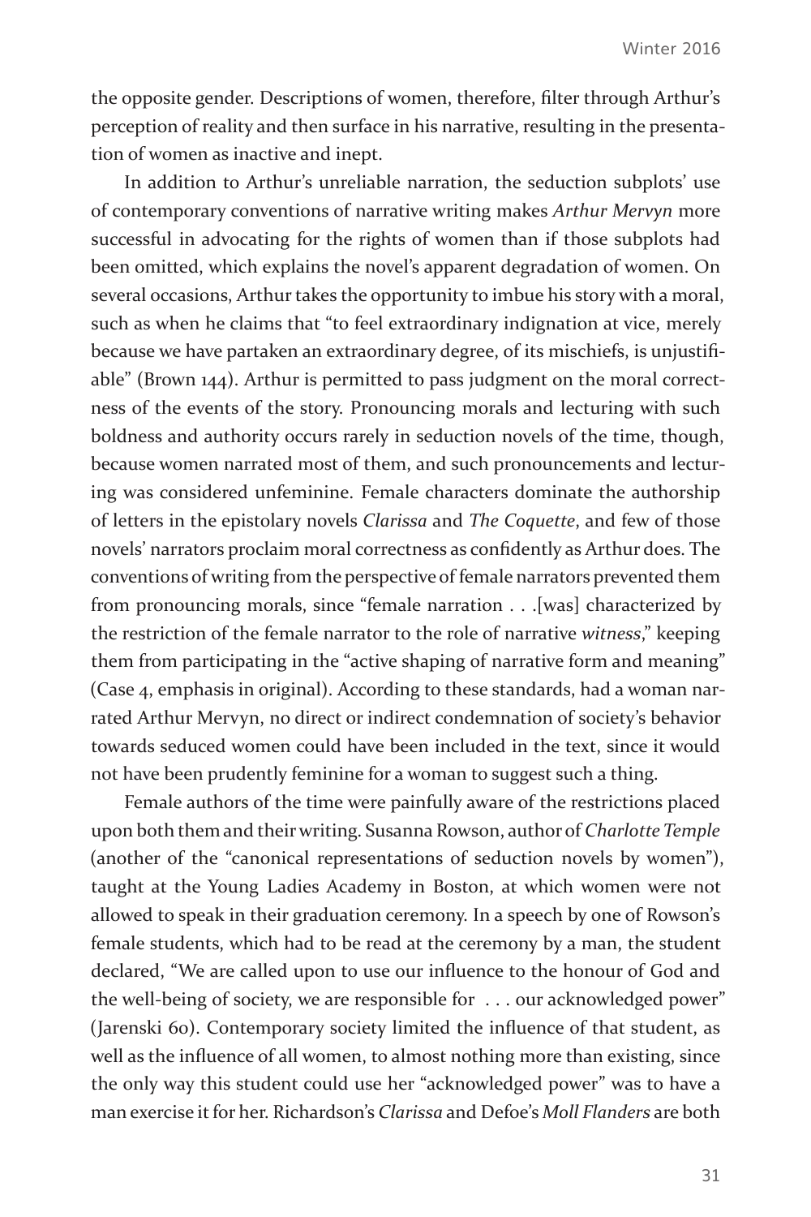the opposite gender. Descriptions of women, therefore, filter through Arthur's perception of reality and then surface in his narrative, resulting in the presentation of women as inactive and inept.

In addition to Arthur's unreliable narration, the seduction subplots' use of contemporary conventions of narrative writing makes *Arthur Mervyn* more successful in advocating for the rights of women than if those subplots had been omitted, which explains the novel's apparent degradation of women. On several occasions, Arthur takes the opportunity to imbue his story with a moral, such as when he claims that "to feel extraordinary indignation at vice, merely because we have partaken an extraordinary degree, of its mischiefs, is unjustifiable" (Brown 144). Arthur is permitted to pass judgment on the moral correctness of the events of the story. Pronouncing morals and lecturing with such boldness and authority occurs rarely in seduction novels of the time, though, because women narrated most of them, and such pronouncements and lecturing was considered unfeminine. Female characters dominate the authorship of letters in the epistolary novels *Clarissa* and *The Coquette*, and few of those novels' narrators proclaim moral correctness as confidently as Arthur does. The conventions of writing from the perspective of female narrators prevented them from pronouncing morals, since "female narration . . .[was] characterized by the restriction of the female narrator to the role of narrative *witness*," keeping them from participating in the "active shaping of narrative form and meaning" (Case 4, emphasis in original). According to these standards, had a woman narrated Arthur Mervyn, no direct or indirect condemnation of society's behavior towards seduced women could have been included in the text, since it would not have been prudently feminine for a woman to suggest such a thing.

Female authors of the time were painfully aware of the restrictions placed upon both them and their writing. Susanna Rowson, author of *Charlotte Temple* (another of the "canonical representations of seduction novels by women"), taught at the Young Ladies Academy in Boston, at which women were not allowed to speak in their graduation ceremony. In a speech by one of Rowson's female students, which had to be read at the ceremony by a man, the student declared, "We are called upon to use our influence to the honour of God and the well-being of society, we are responsible for . . . our acknowledged power" (Jarenski 60). Contemporary society limited the influence of that student, as well as the influence of all women, to almost nothing more than existing, since the only way this student could use her "acknowledged power" was to have a man exercise it for her. Richardson's *Clarissa* and Defoe's *Moll Flanders* are both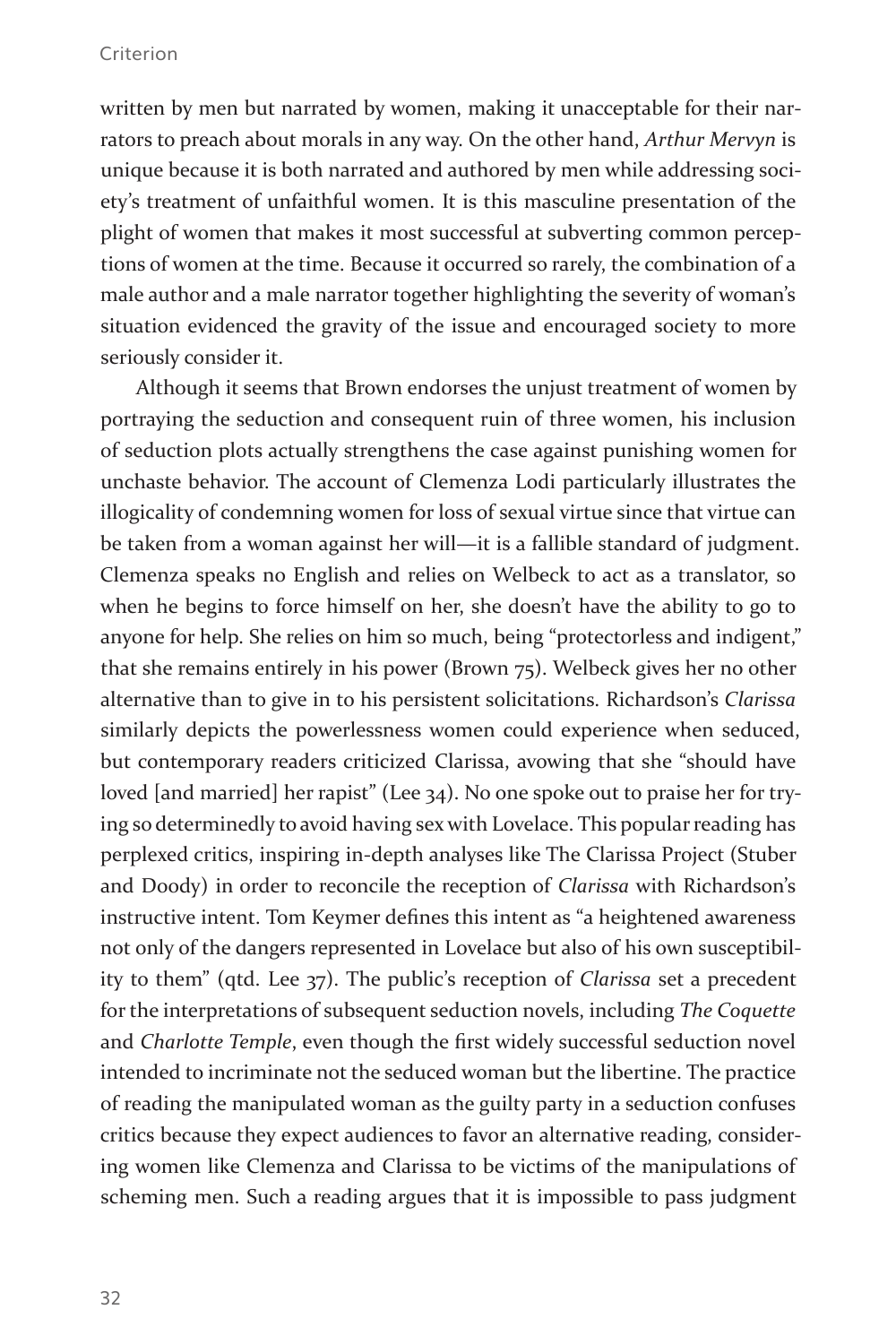written by men but narrated by women, making it unacceptable for their narrators to preach about morals in any way. On the other hand, *Arthur Mervyn* is unique because it is both narrated and authored by men while addressing society's treatment of unfaithful women. It is this masculine presentation of the plight of women that makes it most successful at subverting common perceptions of women at the time. Because it occurred so rarely, the combination of a male author and a male narrator together highlighting the severity of woman's situation evidenced the gravity of the issue and encouraged society to more seriously consider it.

Although it seems that Brown endorses the unjust treatment of women by portraying the seduction and consequent ruin of three women, his inclusion of seduction plots actually strengthens the case against punishing women for unchaste behavior. The account of Clemenza Lodi particularly illustrates the illogicality of condemning women for loss of sexual virtue since that virtue can be taken from a woman against her will—it is a fallible standard of judgment. Clemenza speaks no English and relies on Welbeck to act as a translator, so when he begins to force himself on her, she doesn't have the ability to go to anyone for help. She relies on him so much, being "protectorless and indigent," that she remains entirely in his power (Brown 75). Welbeck gives her no other alternative than to give in to his persistent solicitations. Richardson's *Clarissa* similarly depicts the powerlessness women could experience when seduced, but contemporary readers criticized Clarissa, avowing that she "should have loved [and married] her rapist" (Lee 34). No one spoke out to praise her for trying so determinedly to avoid having sex with Lovelace. This popular reading has perplexed critics, inspiring in-depth analyses like The Clarissa Project (Stuber and Doody) in order to reconcile the reception of *Clarissa* with Richardson's instructive intent. Tom Keymer defines this intent as "a heightened awareness not only of the dangers represented in Lovelace but also of his own susceptibility to them" (qtd. Lee 37). The public's reception of *Clarissa* set a precedent for the interpretations of subsequent seduction novels, including *The Coquette* and *Charlotte Temple*, even though the first widely successful seduction novel intended to incriminate not the seduced woman but the libertine. The practice of reading the manipulated woman as the guilty party in a seduction confuses critics because they expect audiences to favor an alternative reading, considering women like Clemenza and Clarissa to be victims of the manipulations of scheming men. Such a reading argues that it is impossible to pass judgment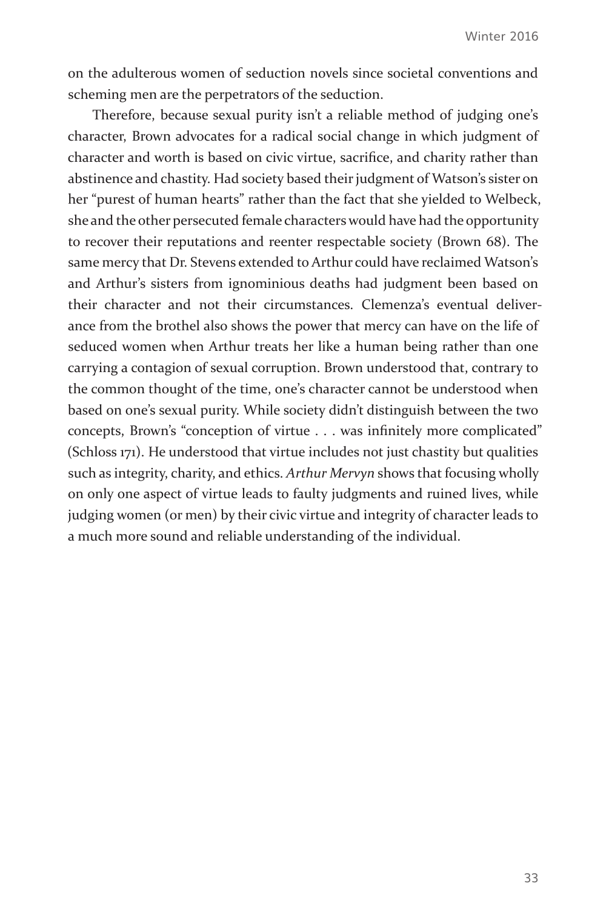on the adulterous women of seduction novels since societal conventions and scheming men are the perpetrators of the seduction.

Therefore, because sexual purity isn't a reliable method of judging one's character, Brown advocates for a radical social change in which judgment of character and worth is based on civic virtue, sacrifice, and charity rather than abstinence and chastity. Had society based their judgment of Watson's sister on her "purest of human hearts" rather than the fact that she yielded to Welbeck, she and the other persecuted female characters would have had the opportunity to recover their reputations and reenter respectable society (Brown 68). The same mercy that Dr. Stevens extended to Arthur could have reclaimed Watson's and Arthur's sisters from ignominious deaths had judgment been based on their character and not their circumstances. Clemenza's eventual deliverance from the brothel also shows the power that mercy can have on the life of seduced women when Arthur treats her like a human being rather than one carrying a contagion of sexual corruption. Brown understood that, contrary to the common thought of the time, one's character cannot be understood when based on one's sexual purity. While society didn't distinguish between the two concepts, Brown's "conception of virtue . . . was infinitely more complicated" (Schloss 171). He understood that virtue includes not just chastity but qualities such as integrity, charity, and ethics. *Arthur Mervyn* shows that focusing wholly on only one aspect of virtue leads to faulty judgments and ruined lives, while judging women (or men) by their civic virtue and integrity of character leads to a much more sound and reliable understanding of the individual.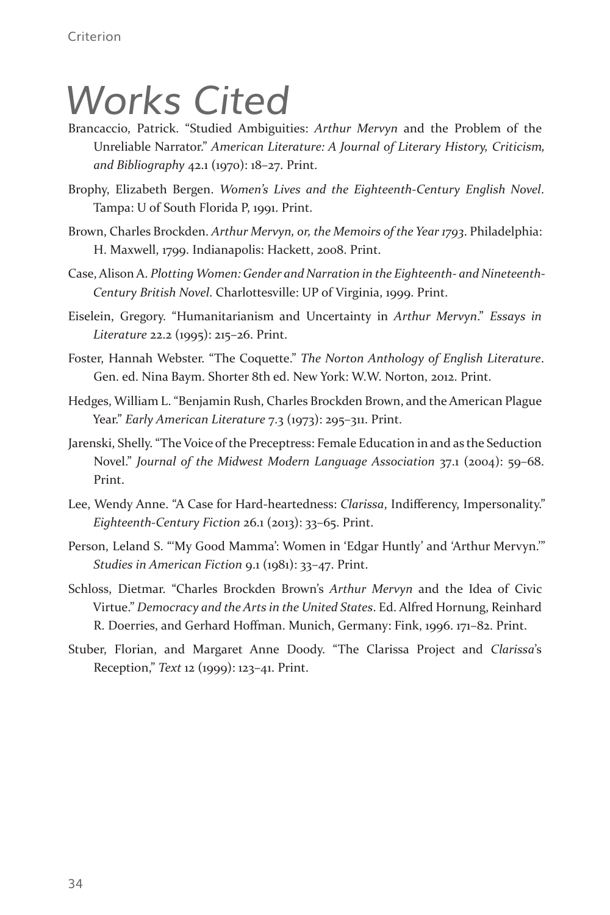# Works Cited

Brancaccio, Patrick. "Studied Ambiguities: *Arthur Mervyn* and the Problem of the Unreliable Narrator." *American Literature: A Journal of Literary History, Criticism, and Bibliography* 42.1 (1970): 18–27. Print.

Brophy, Elizabeth Bergen. *Women's Lives and the Eighteenth-Century English Novel*. Tampa: U of South Florida P, 1991. Print.

Brown, Charles Brockden. *Arthur Mervyn, or, the Memoirs of the Year 1793*. Philadelphia: H. Maxwell, 1799. Indianapolis: Hackett, 2008. Print.

Case, Alison A. *Plotting Women: Gender and Narration in the Eighteenth- and Nineteenth-Century British Novel*. Charlottesville: UP of Virginia, 1999. Print.

Eiselein, Gregory. "Humanitarianism and Uncertainty in *Arthur Mervyn*." *Essays in Literature* 22.2 (1995): 215–26. Print.

Foster, Hannah Webster. "The Coquette." *The Norton Anthology of English Literature*. Gen. ed. Nina Baym. Shorter 8th ed. New York: W.W. Norton, 2012. Print.

Hedges, William L. "Benjamin Rush, Charles Brockden Brown, and the American Plague Year." *Early American Literature* 7.3 (1973): 295–311. Print.

Jarenski, Shelly. "The Voice of the Preceptress: Female Education in and as the Seduction Novel." *Journal of the Midwest Modern Language Association* 37.1 (2004): 59–68. Print.

Lee, Wendy Anne. "A Case for Hard-heartedness: *Clarissa*, Indifferency, Impersonality." *Eighteenth-Century Fiction* 26.1 (2013): 33–65. Print.

Person, Leland S. "'My Good Mamma': Women in 'Edgar Huntly' and 'Arthur Mervyn.'" *Studies in American Fiction* 9.1 (1981): 33–47. Print.

Schloss, Dietmar. "Charles Brockden Brown's *Arthur Mervyn* and the Idea of Civic Virtue." *Democracy and the Arts in the United States*. Ed. Alfred Hornung, Reinhard R. Doerries, and Gerhard Hoffman. Munich, Germany: Fink, 1996. 171–82. Print.

Stuber, Florian, and Margaret Anne Doody. "The Clarissa Project and *Clarissa*'s Reception," *Text* 12 (1999): 123–41. Print.